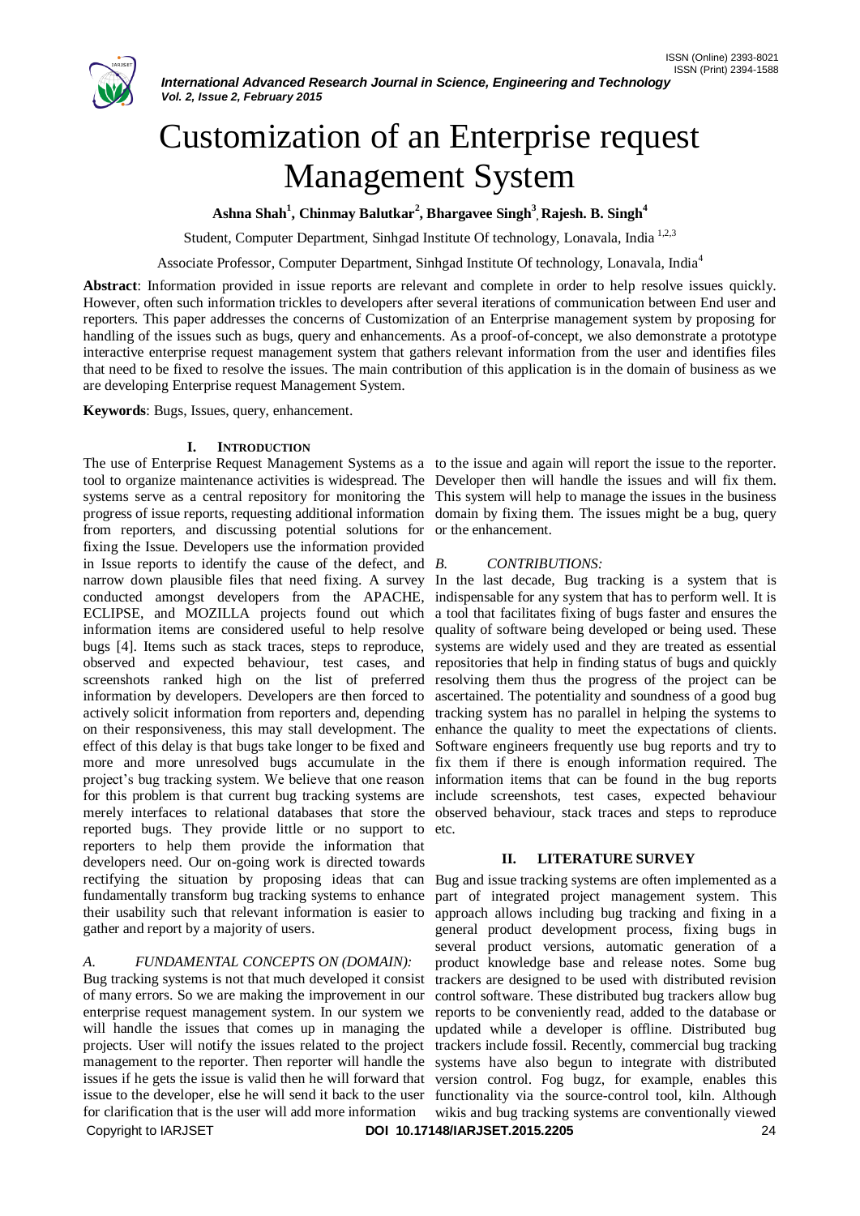# Customization of an Enterprise request Management System

**Ashna Shah[1], Chinmay Balutkar[2], Bhargavee Singh[3], Rajesh. B. Singh[4]**

Student, Computer Department, Sinhgad Institute Of technology, Lonavala, India [1,2,3]

Associate Professor, Computer Department, Sinhgad Institute Of technology, Lonavala, India[4]

**Abstract**: Information provided in issue reports are relevant and complete in order to help resolve issues quickly. However, often such information trickles to developers after several iterations of communication between End user and reporters. This paper addresses the concerns of Customization of an Enterprise management system by proposing for handling of the issues such as bugs, query and enhancements. As a proof-of-concept, we also demonstrate a prototype interactive enterprise request management system that gathers relevant information from the user and identifies files that need to be fixed to resolve the issues. The main contribution of this application is in the domain of business as we are developing Enterprise request Management System.

**Keywords**: Bugs, Issues, query, enhancement.

## I. INTRODUCTION

The use of Enterprise Request Management Systems as a tool to organize maintenance activities is widespread. The systems serve as a central repository for monitoring the progress of issue reports, requesting additional information from reporters, and discussing potential solutions for fixing the Issue. Developers use the information provided in Issue reports to identify the cause of the defect, and narrow down plausible files that need fixing. A survey conducted amongst developers from the APACHE, ECLIPSE, and MOZILLA projects found out which information items are considered useful to help resolve bugs [4]. Items such as stack traces, steps to reproduce, observed and expected behaviour, test cases, and screenshots ranked high on the list of preferred information by developers. Developers are then forced to actively solicit information from reporters and, depending on their responsiveness, this may stall development. The effect of this delay is that bugs take longer to be fixed and more and more unresolved bugs accumulate in the project's bug tracking system. We believe that one reason for this problem is that current bug tracking systems are merely interfaces to relational databases that store the reported bugs. They provide little or no support to reporters to help them provide the information that developers need. Our on-going work is directed towards rectifying the situation by proposing ideas that can fundamentally transform bug tracking systems to enhance their usability such that relevant information is easier to gather and report by a majority of users.

### A. FUNDAMENTAL CONCEPTS ON (DOMAIN):

Bug tracking systems is not that much developed it consist of many errors. So we are making the improvement in our enterprise request management system. In our system we will handle the issues that comes up in managing the projects. User will notify the issues related to the project management to the reporter. Then reporter will handle the issues if he gets the issue is valid then he will forward that issue to the developer, else he will send it back to the user for clarification that is the user will add more information to the issue and again will report the issue to the reporter. Developer then will handle the issues and will fix them. This system will help to manage the issues in the business domain by fixing them. The issues might be a bug, query or the enhancement.

### B. CONTRIBUTIONS:

In the last decade, Bug tracking is a system that is indispensable for any system that has to perform well. It is a tool that facilitates fixing of bugs faster and ensures the quality of software being developed or being used. These systems are widely used and they are treated as essential repositories that help in finding status of bugs and quickly resolving them thus the progress of the project can be ascertained. The potentiality and soundness of a good bug tracking system has no parallel in helping the systems to enhance the quality to meet the expectations of clients. Software engineers frequently use bug reports and try to fix them if there is enough information required. The information items that can be found in the bug reports include screenshots, test cases, expected behaviour observed behaviour, stack traces and steps to reproduce etc.

## II. LITERATURE SURVEY

Bug and issue tracking systems are often implemented as a part of integrated project management system. This approach allows including bug tracking and fixing in a general product development process, fixing bugs in several product versions, automatic generation of a product knowledge base and release notes. Some bug trackers are designed to be used with distributed revision control software. These distributed bug trackers allow bug reports to be conveniently read, added to the database or updated while a developer is offline. Distributed bug trackers include fossil. Recently, commercial bug tracking systems have also begun to integrate with distributed version control. Fog bugz, for example, enables this functionality via the source-control tool, kiln. Although wikis and bug tracking systems are conventionally viewed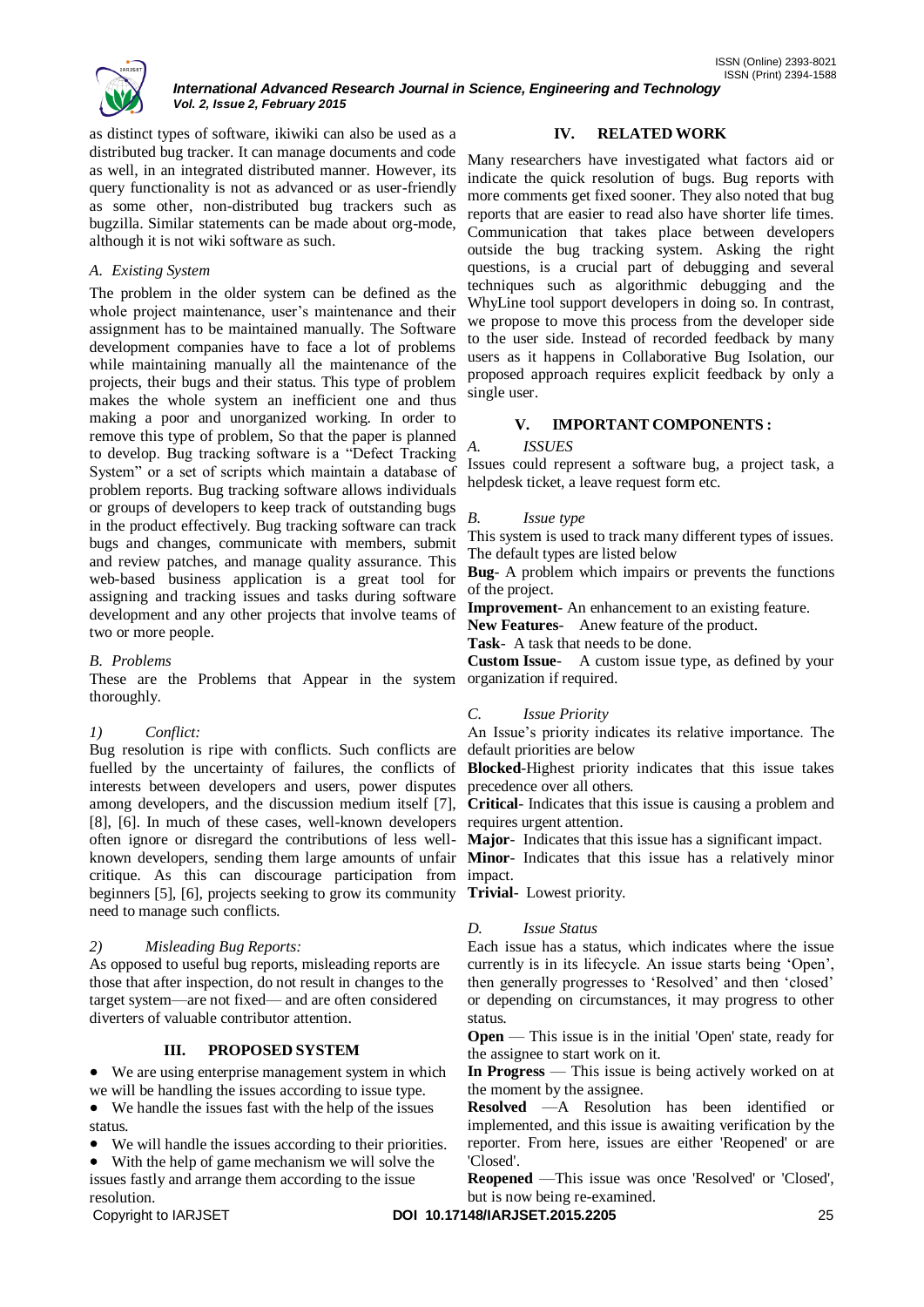as distinct types of software, ikiwiki can also be used as a distributed bug tracker. It can manage documents and code as well, in an integrated distributed manner. However, its query functionality is not as advanced or as user-friendly as some other, non-distributed bug trackers such as bugzilla. Similar statements can be made about org-mode, although it is not wiki software as such.

### *A. Existing System*

The problem in the older system can be defined as the whole project maintenance, user's maintenance and their assignment has to be maintained manually. The Software development companies have to face a lot of problems while maintaining manually all the maintenance of the projects, their bugs and their status. This type of problem makes the whole system an inefficient one and thus making a poor and unorganized working. In order to remove this type of problem, So that the paper is planned to develop. Bug tracking software is a "Defect Tracking System" or a set of scripts which maintain a database of problem reports. Bug tracking software allows individuals or groups of developers to keep track of outstanding bugs in the product effectively. Bug tracking software can track bugs and changes, communicate with members, submit and review patches, and manage quality assurance. This web-based business application is a great tool for assigning and tracking issues and tasks during software development and any other projects that involve teams of two or more people.

### *B. Problems*

These are the Problems that Appear in the system thoroughly.

#### *1) Conflict:*

Bug resolution is ripe with conflicts. Such conflicts are fuelled by the uncertainty of failures, the conflicts of interests between developers and users, power disputes among developers, and the discussion medium itself [7], [8], [6]. In much of these cases, well-known developers often ignore or disregard the contributions of less well-known developers, sending them large amounts of unfair critique. As this can discourage participation from beginners [5], [6], projects seeking to grow its community need to manage such conflicts.

#### *2) Misleading Bug Reports:*

As opposed to useful bug reports, misleading reports are those that after inspection, do not result in changes to the target system—are not fixed— and are often considered diverters of valuable contributor attention.

## III. PROPOSED SYSTEM

- We are using enterprise management system in which we will be handling the issues according to issue type.
- We handle the issues fast with the help of the issues status.
- We will handle the issues according to their priorities.
- With the help of game mechanism we will solve the issues fastly and arrange them according to the issue resolution.

## IV. RELATED WORK

Many researchers have investigated what factors aid or indicate the quick resolution of bugs. Bug reports with more comments get fixed sooner. They also noted that bug reports that are easier to read also have shorter life times. Communication that takes place between developers outside the bug tracking system. Asking the right questions, is a crucial part of debugging and several techniques such as algorithmic debugging and the WhyLine tool support developers in doing so. In contrast, we propose to move this process from the developer side to the user side. Instead of recorded feedback by many users as it happens in Collaborative Bug Isolation, our proposed approach requires explicit feedback by only a single user.

## V. IMPORTANT COMPONENTS :

### *A. ISSUES*

Issues could represent a software bug, a project task, a helpdesk ticket, a leave request form etc.

### *B. Issue type*

This system is used to track many different types of issues. The default types are listed below

**Bug**- A problem which impairs or prevents the functions of the project.

**Improvement**- An enhancement to an existing feature.

**New Features**- Anew feature of the product.

**Task**- A task that needs to be done.

**Custom Issue**- A custom issue type, as defined by your organization if required.

### *C. Issue Priority*

An Issue's priority indicates its relative importance. The default priorities are below

**Blocked**-Highest priority indicates that this issue takes precedence over all others.

**Critical**- Indicates that this issue is causing a problem and requires urgent attention.

**Major**- Indicates that this issue has a significant impact.

**Minor**- Indicates that this issue has a relatively minor impact.

**Trivial**- Lowest priority.

### *D. Issue Status*

Each issue has a status, which indicates where the issue currently is in its lifecycle. An issue starts being 'Open', then generally progresses to 'Resolved' and then 'closed' or depending on circumstances, it may progress to other status.

**Open** — This issue is in the initial 'Open' state, ready for the assignee to start work on it.

**In Progress** — This issue is being actively worked on at the moment by the assignee.

**Resolved** —A Resolution has been identified or implemented, and this issue is awaiting verification by the reporter. From here, issues are either 'Reopened' or are 'Closed'.

**Reopened** —This issue was once 'Resolved' or 'Closed', but is now being re-examined.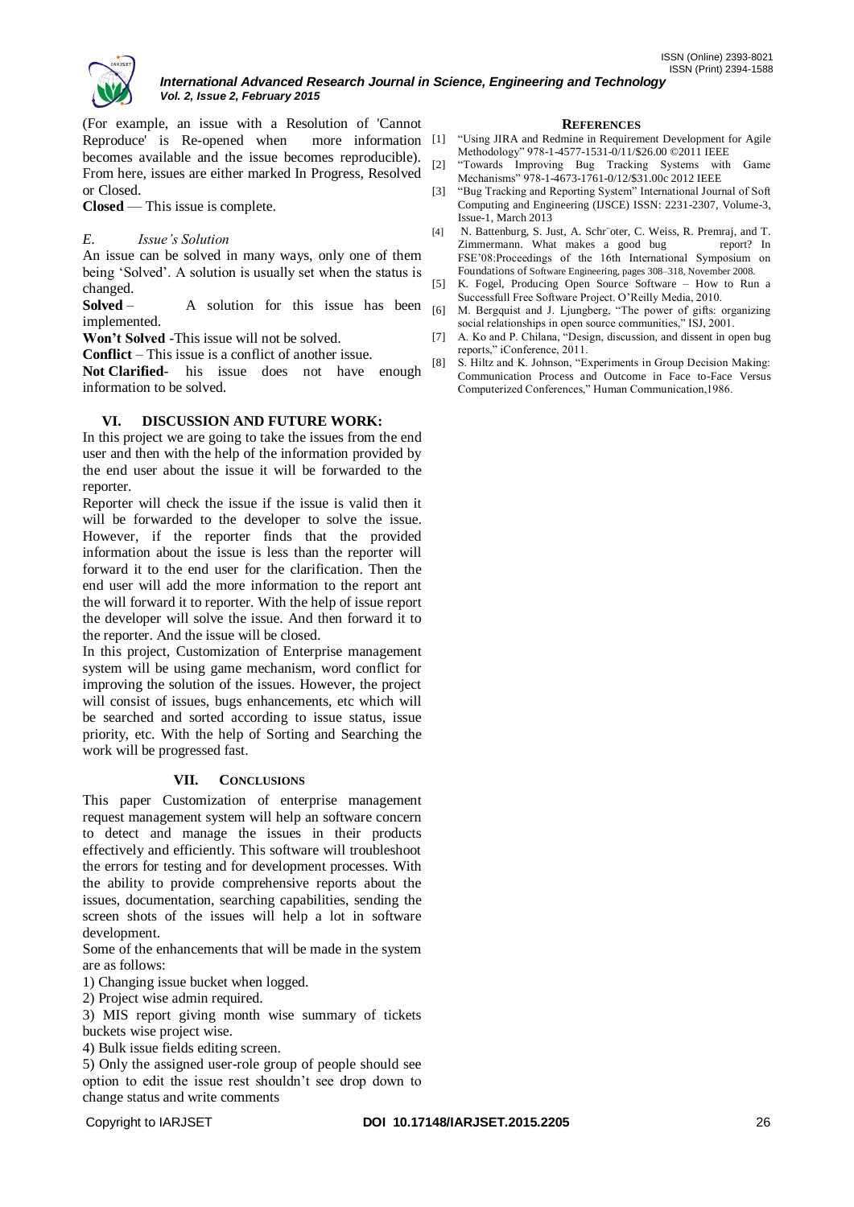(For example, an issue with a Resolution of 'Cannot Reproduce' is Re-opened when more information becomes available and the issue becomes reproducible). From here, issues are either marked In Progress, Resolved or Closed.

**Closed** — This issue is complete.

### *E. Issue's Solution*

An issue can be solved in many ways, only one of them being 'Solved'. A solution is usually set when the status is changed.

**Solved** – A solution for this issue has been implemented.

**Won't Solved** -This issue will not be solved.

**Conflict** – This issue is a conflict of another issue.

**Not Clarified**- his issue does not have enough information to be solved.

## VI. DISCUSSION AND FUTURE WORK:

In this project we are going to take the issues from the end user and then with the help of the information provided by the end user about the issue it will be forwarded to the reporter.

Reporter will check the issue if the issue is valid then it will be forwarded to the developer to solve the issue. However, if the reporter finds that the provided information about the issue is less than the reporter will forward it to the end user for the clarification. Then the end user will add the more information to the report ant the will forward it to reporter. With the help of issue report the developer will solve the issue. And then forward it to the reporter. And the issue will be closed.

In this project, Customization of Enterprise management system will be using game mechanism, word conflict for improving the solution of the issues. However, the project will consist of issues, bugs enhancements, etc which will be searched and sorted according to issue status, issue priority, etc. With the help of Sorting and Searching the work will be progressed fast.

## VII. CONCLUSIONS

This paper Customization of enterprise management request management system will help an software concern to detect and manage the issues in their products effectively and efficiently. This software will troubleshoot the errors for testing and for development processes. With the ability to provide comprehensive reports about the issues, documentation, searching capabilities, sending the screen shots of the issues will help a lot in software development.

Some of the enhancements that will be made in the system are as follows:

1) Changing issue bucket when logged.
2) Project wise admin required.
3) MIS report giving month wise summary of tickets buckets wise project wise.
4) Bulk issue fields editing screen.
5) Only the assigned user-role group of people should see option to edit the issue rest shouldn't see drop down to change status and write comments

## REFERENCES

[1] "Using JIRA and Redmine in Requirement Development for Agile Methodology" 978-1-4577-1531-0/11/$26.00 ©2011 IEEE

[2] "Towards Improving Bug Tracking Systems with Game Mechanisms" 978-1-4673-1761-0/12/$31.00c 2012 IEEE

[3] "Bug Tracking and Reporting System" International Journal of Soft Computing and Engineering (IJSCE) ISSN: 2231-2307, Volume-3, Issue-1, March 2013

[4] N. Battenburg, S. Just, A. Schr¨oter, C. Weiss, R. Premraj, and T. Zimmermann. What makes a good bug report? In FSE'08:Proceedings of the 16th International Symposium on Foundations of Software Engineering, pages 308–318, November 2008.

[5] K. Fogel, Producing Open Source Software – How to Run a Successfull Free Software Project. O'Reilly Media, 2010.

[6] M. Bergquist and J. Ljungberg, "The power of gifts: organizing social relationships in open source communities," ISJ, 2001.

[7] A. Ko and P. Chilana, "Design, discussion, and dissent in open bug reports," iConference, 2011.

[8] S. Hiltz and K. Johnson, "Experiments in Group Decision Making: Communication Process and Outcome in Face to-Face Versus Computerized Conferences," Human Communication,1986.